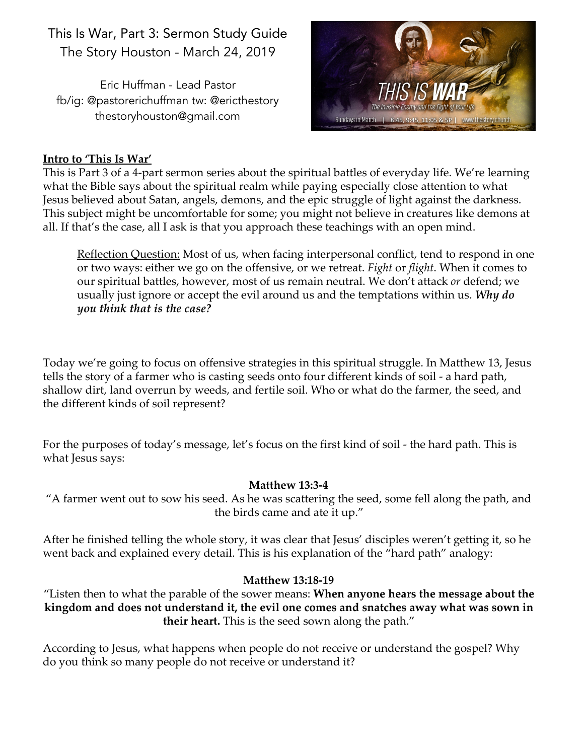This Is War, Part 3: Sermon Study Guide

The Story Houston - March 24, 2019

Eric Huffman - Lead Pastor
fb/ig: @pastorerichuffman tw: @ericthestory
thestoryhouston@gmail.com

**Intro to 'This Is War'**

This is Part 3 of a 4-part sermon series about the spiritual battles of everyday life. We're learning what the Bible says about the spiritual realm while paying especially close attention to what Jesus believed about Satan, angels, demons, and the epic struggle of light against the darkness. This subject might be uncomfortable for some; you might not believe in creatures like demons at all. If that's the case, all I ask is that you approach these teachings with an open mind.

> Reflection Question: Most of us, when facing interpersonal conflict, tend to respond in one or two ways: either we go on the offensive, or we retreat. *Fight* or *flight*. When it comes to our spiritual battles, however, most of us remain neutral. We don't attack *or* defend; we usually just ignore or accept the evil around us and the temptations within us. ***Why do you think that is the case?***

Today we're going to focus on offensive strategies in this spiritual struggle. In Matthew 13, Jesus tells the story of a farmer who is casting seeds onto four different kinds of soil - a hard path, shallow dirt, land overrun by weeds, and fertile soil. Who or what do the farmer, the seed, and the different kinds of soil represent?

For the purposes of today's message, let's focus on the first kind of soil - the hard path. This is what Jesus says:

**Matthew 13:3-4**

"A farmer went out to sow his seed. As he was scattering the seed, some fell along the path, and the birds came and ate it up."

After he finished telling the whole story, it was clear that Jesus' disciples weren't getting it, so he went back and explained every detail. This is his explanation of the "hard path" analogy:

**Matthew 13:18-19**

"Listen then to what the parable of the sower means: **When anyone hears the message about the kingdom and does not understand it, the evil one comes and snatches away what was sown in their heart.** This is the seed sown along the path."

According to Jesus, what happens when people do not receive or understand the gospel? Why do you think so many people do not receive or understand it?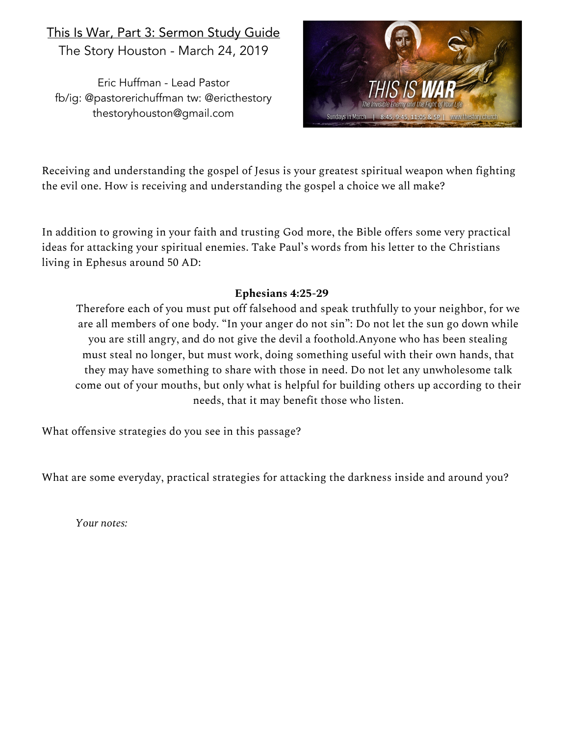<u>This Is War, Part 3: Sermon Study Guide</u>

The Story Houston - March 24, 2019

Eric Huffman - Lead Pastor
fb/ig: @pastorerichuffman tw: @ericthestory
thestoryhouston@gmail.com

Receiving and understanding the gospel of Jesus is your greatest spiritual weapon when fighting the evil one. How is receiving and understanding the gospel a choice we all make?

In addition to growing in your faith and trusting God more, the Bible offers some very practical ideas for attacking your spiritual enemies. Take Paul's words from his letter to the Christians living in Ephesus around 50 AD:

**Ephesians 4:25-29**

> Therefore each of you must put off falsehood and speak truthfully to your neighbor, for we are all members of one body. "In your anger do not sin": Do not let the sun go down while you are still angry, and do not give the devil a foothold.Anyone who has been stealing must steal no longer, but must work, doing something useful with their own hands, that they may have something to share with those in need. Do not let any unwholesome talk come out of your mouths, but only what is helpful for building others up according to their needs, that it may benefit those who listen.

What offensive strategies do you see in this passage?

What are some everyday, practical strategies for attacking the darkness inside and around you?

*Your notes:*